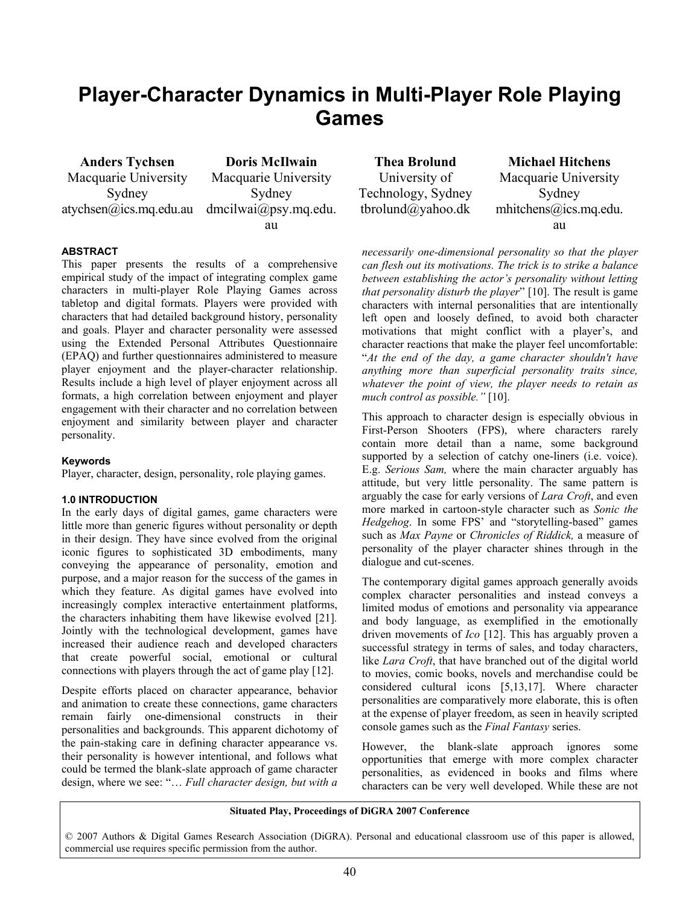# Player-Character Dynamics in Multi-Player Role Playing Games

**Anders Tychsen**
Macquarie University Sydney
atychsen@ics.mq.edu.au

**Doris McIlwain**
Macquarie University Sydney
dmcilwai@psy.mq.edu.au

**Thea Brolund**
University of Technology, Sydney
tbrolund@yahoo.dk

**Michael Hitchens**
Macquarie University Sydney
mhitchens@ics.mq.edu.au

#### ABSTRACT

This paper presents the results of a comprehensive empirical study of the impact of integrating complex game characters in multi-player Role Playing Games across tabletop and digital formats. Players were provided with characters that had detailed background history, personality and goals. Player and character personality were assessed using the Extended Personal Attributes Questionnaire (EPAQ) and further questionnaires administered to measure player enjoyment and the player-character relationship. Results include a high level of player enjoyment across all formats, a high correlation between enjoyment and player engagement with their character and no correlation between enjoyment and similarity between player and character personality.

#### Keywords

Player, character, design, personality, role playing games.

#### 1.0 INTRODUCTION

In the early days of digital games, game characters were little more than generic figures without personality or depth in their design. They have since evolved from the original iconic figures to sophisticated 3D embodiments, many conveying the appearance of personality, emotion and purpose, and a major reason for the success of the games in which they feature. As digital games have evolved into increasingly complex interactive entertainment platforms, the characters inhabiting them have likewise evolved [21]. Jointly with the technological development, games have increased their audience reach and developed characters that create powerful social, emotional or cultural connections with players through the act of game play [12].

Despite efforts placed on character appearance, behavior and animation to create these connections, game characters remain fairly one-dimensional constructs in their personalities and backgrounds. This apparent dichotomy of the pain-staking care in defining character appearance vs. their personality is however intentional, and follows what could be termed the blank-slate approach of game character design, where we see: "… *Full character design, but with a necessarily one-dimensional personality so that the player can flesh out its motivations. The trick is to strike a balance between establishing the actor's personality without letting that personality disturb the player*" [10]. The result is game characters with internal personalities that are intentionally left open and loosely defined, to avoid both character motivations that might conflict with a player's, and character reactions that make the player feel uncomfortable: "*At the end of the day, a game character shouldn't have anything more than superficial personality traits since, whatever the point of view, the player needs to retain as much control as possible.*" [10].

This approach to character design is especially obvious in First-Person Shooters (FPS), where characters rarely contain more detail than a name, some background supported by a selection of catchy one-liners (i.e. voice). E.g. *Serious Sam,* where the main character arguably has attitude, but very little personality. The same pattern is arguably the case for early versions of *Lara Croft*, and even more marked in cartoon-style character such as *Sonic the Hedgehog*. In some FPS' and "storytelling-based" games such as *Max Payne* or *Chronicles of Riddick,* a measure of personality of the player character shines through in the dialogue and cut-scenes.

The contemporary digital games approach generally avoids complex character personalities and instead conveys a limited modus of emotions and personality via appearance and body language, as exemplified in the emotionally driven movements of *Ico* [12]. This has arguably proven a successful strategy in terms of sales, and today characters, like *Lara Croft*, that have branched out of the digital world to movies, comic books, novels and merchandise could be considered cultural icons [5,13,17]. Where character personalities are comparatively more elaborate, this is often at the expense of player freedom, as seen in heavily scripted console games such as the *Final Fantasy* series.

However, the blank-slate approach ignores some opportunities that emerge with more complex character personalities, as evidenced in books and films where characters can be very well developed. While these are not

**Situated Play, Proceedings of DiGRA 2007 Conference**

© 2007 Authors & Digital Games Research Association (DiGRA). Personal and educational classroom use of this paper is allowed, commercial use requires specific permission from the author.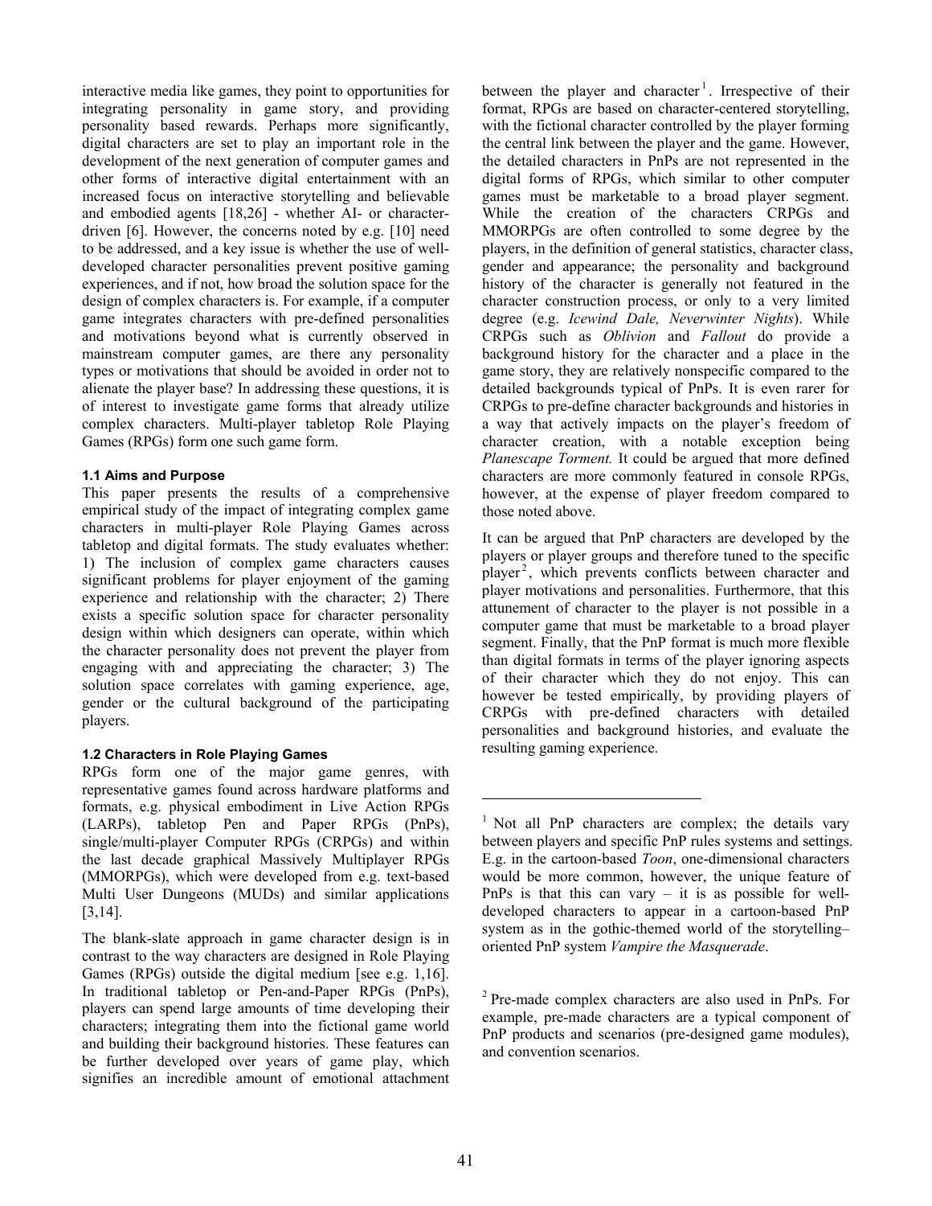interactive media like games, they point to opportunities for integrating personality in game story, and providing personality based rewards. Perhaps more significantly, digital characters are set to play an important role in the development of the next generation of computer games and other forms of interactive digital entertainment with an increased focus on interactive storytelling and believable and embodied agents [18,26] - whether AI- or character-driven [6]. However, the concerns noted by e.g. [10] need to be addressed, and a key issue is whether the use of well-developed character personalities prevent positive gaming experiences, and if not, how broad the solution space for the design of complex characters is. For example, if a computer game integrates characters with pre-defined personalities and motivations beyond what is currently observed in mainstream computer games, are there any personality types or motivations that should be avoided in order not to alienate the player base? In addressing these questions, it is of interest to investigate game forms that already utilize complex characters. Multi-player tabletop Role Playing Games (RPGs) form one such game form.

### 1.1 Aims and Purpose

This paper presents the results of a comprehensive empirical study of the impact of integrating complex game characters in multi-player Role Playing Games across tabletop and digital formats. The study evaluates whether: 1) The inclusion of complex game characters causes significant problems for player enjoyment of the gaming experience and relationship with the character; 2) There exists a specific solution space for character personality design within which designers can operate, within which the character personality does not prevent the player from engaging with and appreciating the character; 3) The solution space correlates with gaming experience, age, gender or the cultural background of the participating players.

### 1.2 Characters in Role Playing Games

RPGs form one of the major game genres, with representative games found across hardware platforms and formats, e.g. physical embodiment in Live Action RPGs (LARPs), tabletop Pen and Paper RPGs (PnPs), single/multi-player Computer RPGs (CRPGs) and within the last decade graphical Massively Multiplayer RPGs (MMORPGs), which were developed from e.g. text-based Multi User Dungeons (MUDs) and similar applications [3,14].

The blank-slate approach in game character design is in contrast to the way characters are designed in Role Playing Games (RPGs) outside the digital medium [see e.g. 1,16]. In traditional tabletop or Pen-and-Paper RPGs (PnPs), players can spend large amounts of time developing their characters; integrating them into the fictional game world and building their background histories. These features can be further developed over years of game play, which signifies an incredible amount of emotional attachment between the player and character [1]. Irrespective of their format, RPGs are based on character-centered storytelling, with the fictional character controlled by the player forming the central link between the player and the game. However, the detailed characters in PnPs are not represented in the digital forms of RPGs, which similar to other computer games must be marketable to a broad player segment. While the creation of the characters CRPGs and MMORPGs are often controlled to some degree by the players, in the definition of general statistics, character class, gender and appearance; the personality and background history of the character is generally not featured in the character construction process, or only to a very limited degree (e.g. *Icewind Dale, Neverwinter Nights*). While CRPGs such as *Oblivion* and *Fallout* do provide a background history for the character and a place in the game story, they are relatively nonspecific compared to the detailed backgrounds typical of PnPs. It is even rarer for CRPGs to pre-define character backgrounds and histories in a way that actively impacts on the player's freedom of character creation, with a notable exception being *Planescape Torment.* It could be argued that more defined characters are more commonly featured in console RPGs, however, at the expense of player freedom compared to those noted above.

It can be argued that PnP characters are developed by the players or player groups and therefore tuned to the specific player [2], which prevents conflicts between character and player motivations and personalities. Furthermore, that this attunement of character to the player is not possible in a computer game that must be marketable to a broad player segment. Finally, that the PnP format is much more flexible than digital formats in terms of the player ignoring aspects of their character which they do not enjoy. This can however be tested empirically, by providing players of CRPGs with pre-defined characters with detailed personalities and background histories, and evaluate the resulting gaming experience.

---

[1] Not all PnP characters are complex; the details vary between players and specific PnP rules systems and settings. E.g. in the cartoon-based *Toon*, one-dimensional characters would be more common, however, the unique feature of PnPs is that this can vary – it is as possible for well-developed characters to appear in a cartoon-based PnP system as in the gothic-themed world of the storytelling–oriented PnP system *Vampire the Masquerade*.

[2] Pre-made complex characters are also used in PnPs. For example, pre-made characters are a typical component of PnP products and scenarios (pre-designed game modules), and convention scenarios.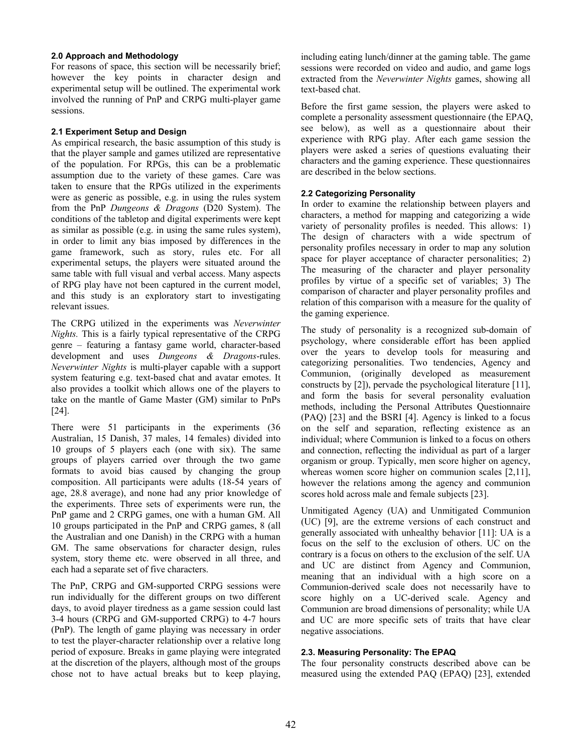### 2.0 Approach and Methodology

For reasons of space, this section will be necessarily brief; however the key points in character design and experimental setup will be outlined. The experimental work involved the running of PnP and CRPG multi-player game sessions.

### 2.1 Experiment Setup and Design

As empirical research, the basic assumption of this study is that the player sample and games utilized are representative of the population. For RPGs, this can be a problematic assumption due to the variety of these games. Care was taken to ensure that the RPGs utilized in the experiments were as generic as possible, e.g. in using the rules system from the PnP *Dungeons & Dragons* (D20 System). The conditions of the tabletop and digital experiments were kept as similar as possible (e.g. in using the same rules system), in order to limit any bias imposed by differences in the game framework, such as story, rules etc. For all experimental setups, the players were situated around the same table with full visual and verbal access. Many aspects of RPG play have not been captured in the current model, and this study is an exploratory start to investigating relevant issues.

The CRPG utilized in the experiments was *Neverwinter Nights*. This is a fairly typical representative of the CRPG genre – featuring a fantasy game world, character-based development and uses *Dungeons & Dragons*-rules. *Neverwinter Nights* is multi-player capable with a support system featuring e.g. text-based chat and avatar emotes. It also provides a toolkit which allows one of the players to take on the mantle of Game Master (GM) similar to PnPs [24].

There were 51 participants in the experiments (36 Australian, 15 Danish, 37 males, 14 females) divided into 10 groups of 5 players each (one with six). The same groups of players carried over through the two game formats to avoid bias caused by changing the group composition. All participants were adults (18-54 years of age, 28.8 average), and none had any prior knowledge of the experiments. Three sets of experiments were run, the PnP game and 2 CRPG games, one with a human GM. All 10 groups participated in the PnP and CRPG games, 8 (all the Australian and one Danish) in the CRPG with a human GM. The same observations for character design, rules system, story theme etc. were observed in all three, and each had a separate set of five characters.

The PnP, CRPG and GM-supported CRPG sessions were run individually for the different groups on two different days, to avoid player tiredness as a game session could last 3-4 hours (CRPG and GM-supported CRPG) to 4-7 hours (PnP). The length of game playing was necessary in order to test the player-character relationship over a relative long period of exposure. Breaks in game playing were integrated at the discretion of the players, although most of the groups chose not to have actual breaks but to keep playing, including eating lunch/dinner at the gaming table. The game sessions were recorded on video and audio, and game logs extracted from the *Neverwinter Nights* games, showing all text-based chat.

Before the first game session, the players were asked to complete a personality assessment questionnaire (the EPAQ, see below), as well as a questionnaire about their experience with RPG play. After each game session the players were asked a series of questions evaluating their characters and the gaming experience. These questionnaires are described in the below sections.

### 2.2 Categorizing Personality

In order to examine the relationship between players and characters, a method for mapping and categorizing a wide variety of personality profiles is needed. This allows: 1) The design of characters with a wide spectrum of personality profiles necessary in order to map any solution space for player acceptance of character personalities; 2) The measuring of the character and player personality profiles by virtue of a specific set of variables; 3) The comparison of character and player personality profiles and relation of this comparison with a measure for the quality of the gaming experience.

The study of personality is a recognized sub-domain of psychology, where considerable effort has been applied over the years to develop tools for measuring and categorizing personalities. Two tendencies, Agency and Communion, (originally developed as measurement constructs by [2]), pervade the psychological literature [11], and form the basis for several personality evaluation methods, including the Personal Attributes Questionnaire (PAQ) [23] and the BSRI [4]. Agency is linked to a focus on the self and separation, reflecting existence as an individual; where Communion is linked to a focus on others and connection, reflecting the individual as part of a larger organism or group. Typically, men score higher on agency, whereas women score higher on communion scales [2,11], however the relations among the agency and communion scores hold across male and female subjects [23].

Unmitigated Agency (UA) and Unmitigated Communion (UC) [9], are the extreme versions of each construct and generally associated with unhealthy behavior [11]: UA is a focus on the self to the exclusion of others. UC on the contrary is a focus on others to the exclusion of the self. UA and UC are distinct from Agency and Communion, meaning that an individual with a high score on a Communion-derived scale does not necessarily have to score highly on a UC-derived scale. Agency and Communion are broad dimensions of personality; while UA and UC are more specific sets of traits that have clear negative associations.

### 2.3. Measuring Personality: The EPAQ

The four personality constructs described above can be measured using the extended PAQ (EPAQ) [23], extended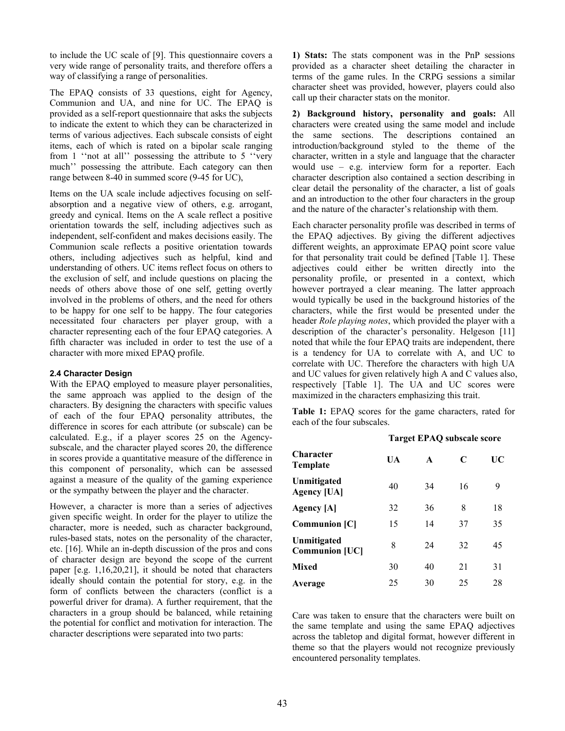to include the UC scale of [9]. This questionnaire covers a very wide range of personality traits, and therefore offers a way of classifying a range of personalities.

The EPAQ consists of 33 questions, eight for Agency, Communion and UA, and nine for UC. The EPAQ is provided as a self-report questionnaire that asks the subjects to indicate the extent to which they can be characterized in terms of various adjectives. Each subscale consists of eight items, each of which is rated on a bipolar scale ranging from 1 ''not at all'' possessing the attribute to 5 ''very much'' possessing the attribute. Each category can then range between 8-40 in summed score (9-45 for UC),

Items on the UA scale include adjectives focusing on self-absorption and a negative view of others, e.g. arrogant, greedy and cynical. Items on the A scale reflect a positive orientation towards the self, including adjectives such as independent, self-confident and makes decisions easily. The Communion scale reflects a positive orientation towards others, including adjectives such as helpful, kind and understanding of others. UC items reflect focus on others to the exclusion of self, and include questions on placing the needs of others above those of one self, getting overtly involved in the problems of others, and the need for others to be happy for one self to be happy. The four categories necessitated four characters per player group, with a character representing each of the four EPAQ categories. A fifth character was included in order to test the use of a character with more mixed EPAQ profile.

### 2.4 Character Design

With the EPAQ employed to measure player personalities, the same approach was applied to the design of the characters. By designing the characters with specific values of each of the four EPAQ personality attributes, the difference in scores for each attribute (or subscale) can be calculated. E.g., if a player scores 25 on the Agency-subscale, and the character played scores 20, the difference in scores provide a quantitative measure of the difference in this component of personality, which can be assessed against a measure of the quality of the gaming experience or the sympathy between the player and the character.

However, a character is more than a series of adjectives given specific weight. In order for the player to utilize the character, more is needed, such as character background, rules-based stats, notes on the personality of the character, etc. [16]. While an in-depth discussion of the pros and cons of character design are beyond the scope of the current paper [e.g. 1,16,20,21], it should be noted that characters ideally should contain the potential for story, e.g. in the form of conflicts between the characters (conflict is a powerful driver for drama). A further requirement, that the characters in a group should be balanced, while retaining the potential for conflict and motivation for interaction. The character descriptions were separated into two parts:

**1) Stats:** The stats component was in the PnP sessions provided as a character sheet detailing the character in terms of the game rules. In the CRPG sessions a similar character sheet was provided, however, players could also call up their character stats on the monitor.

**2) Background history, personality and goals:** All characters were created using the same model and include the same sections. The descriptions contained an introduction/background styled to the theme of the character, written in a style and language that the character would use – e.g. interview form for a reporter. Each character description also contained a section describing in clear detail the personality of the character, a list of goals and an introduction to the other four characters in the group and the nature of the character's relationship with them.

Each character personality profile was described in terms of the EPAQ adjectives. By giving the different adjectives different weights, an approximate EPAQ point score value for that personality trait could be defined [Table 1]. These adjectives could either be written directly into the personality profile, or presented in a context, which however portrayed a clear meaning. The latter approach would typically be used in the background histories of the characters, while the first would be presented under the header *Role playing notes*, which provided the player with a description of the character's personality. Helgeson [11] noted that while the four EPAQ traits are independent, there is a tendency for UA to correlate with A, and UC to correlate with UC. Therefore the characters with high UA and UC values for given relatively high A and C values also, respectively [Table 1]. The UA and UC scores were maximized in the characters emphasizing this trait.

**Table 1:** EPAQ scores for the game characters, rated for each of the four subscales.

| | **Target EPAQ subscale score** | | | |
|---|---|---|---|---|
| **Character Template** | **UA** | **A** | **C** | **UC** |
| **Unmitigated Agency [UA]** | 40 | 34 | 16 | 9 |
| **Agency [A]** | 32 | 36 | 8 | 18 |
| **Communion [C]** | 15 | 14 | 37 | 35 |
| **Unmitigated Communion [UC]** | 8 | 24 | 32 | 45 |
| **Mixed** | 30 | 40 | 21 | 31 |
| **Average** | 25 | 30 | 25 | 28 |

Care was taken to ensure that the characters were built on the same template and using the same EPAQ adjectives across the tabletop and digital format, however different in theme so that the players would not recognize previously encountered personality templates.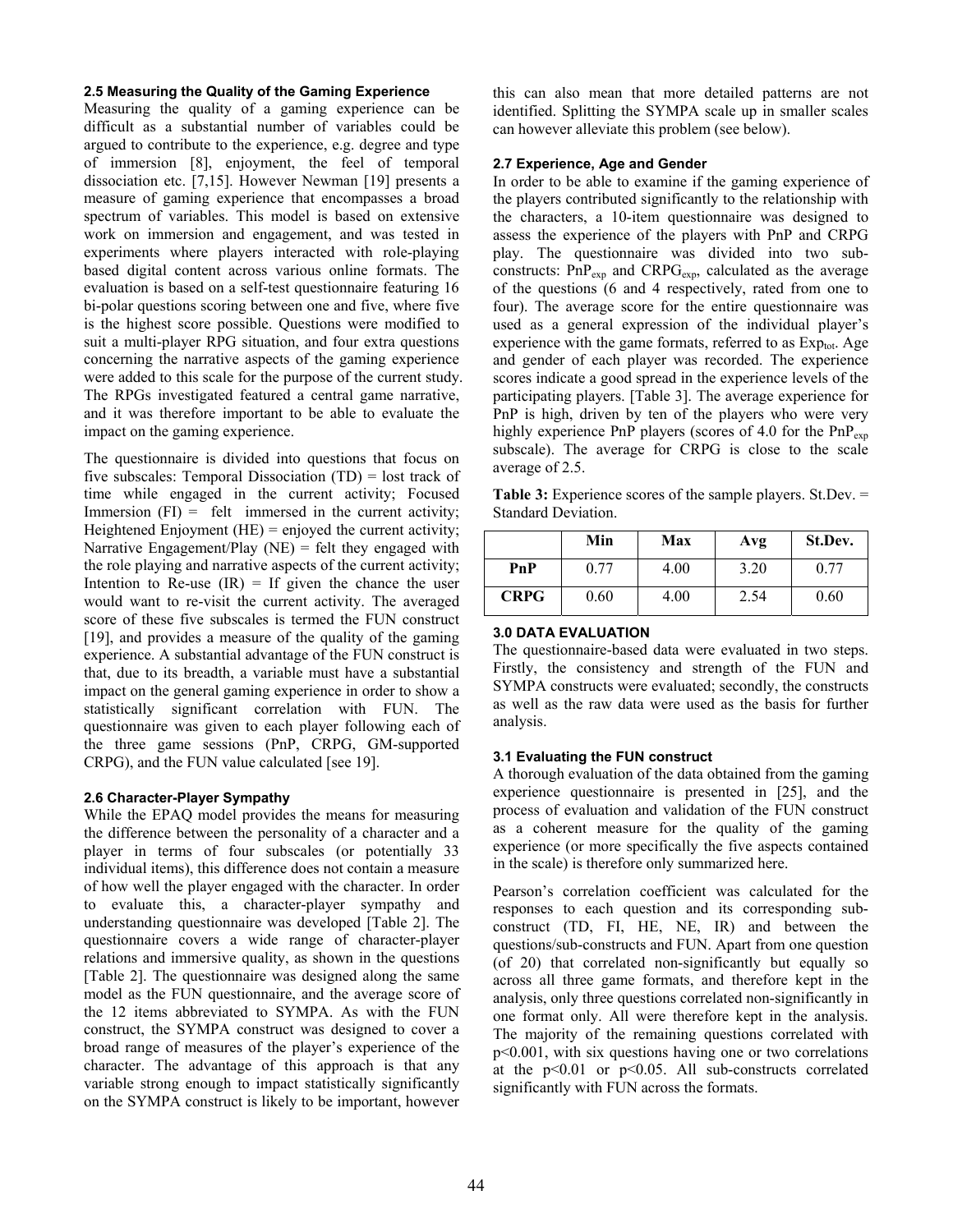### 2.5 Measuring the Quality of the Gaming Experience

Measuring the quality of a gaming experience can be difficult as a substantial number of variables could be argued to contribute to the experience, e.g. degree and type of immersion [8], enjoyment, the feel of temporal dissociation etc. [7,15]. However Newman [19] presents a measure of gaming experience that encompasses a broad spectrum of variables. This model is based on extensive work on immersion and engagement, and was tested in experiments where players interacted with role-playing based digital content across various online formats. The evaluation is based on a self-test questionnaire featuring 16 bi-polar questions scoring between one and five, where five is the highest score possible. Questions were modified to suit a multi-player RPG situation, and four extra questions concerning the narrative aspects of the gaming experience were added to this scale for the purpose of the current study. The RPGs investigated featured a central game narrative, and it was therefore important to be able to evaluate the impact on the gaming experience.

The questionnaire is divided into questions that focus on five subscales: Temporal Dissociation (TD) = lost track of time while engaged in the current activity; Focused Immersion (FI) = felt immersed in the current activity; Heightened Enjoyment (HE) = enjoyed the current activity; Narrative Engagement/Play (NE) = felt they engaged with the role playing and narrative aspects of the current activity; Intention to Re-use (IR) = If given the chance the user would want to re-visit the current activity. The averaged score of these five subscales is termed the FUN construct [19], and provides a measure of the quality of the gaming experience. A substantial advantage of the FUN construct is that, due to its breadth, a variable must have a substantial impact on the general gaming experience in order to show a statistically significant correlation with FUN. The questionnaire was given to each player following each of the three game sessions (PnP, CRPG, GM-supported CRPG), and the FUN value calculated [see 19].

### 2.6 Character-Player Sympathy

While the EPAQ model provides the means for measuring the difference between the personality of a character and a player in terms of four subscales (or potentially 33 individual items), this difference does not contain a measure of how well the player engaged with the character. In order to evaluate this, a character-player sympathy and understanding questionnaire was developed [Table 2]. The questionnaire covers a wide range of character-player relations and immersive quality, as shown in the questions [Table 2]. The questionnaire was designed along the same model as the FUN questionnaire, and the average score of the 12 items abbreviated to SYMPA. As with the FUN construct, the SYMPA construct was designed to cover a broad range of measures of the player's experience of the character. The advantage of this approach is that any variable strong enough to impact statistically significantly on the SYMPA construct is likely to be important, however this can also mean that more detailed patterns are not identified. Splitting the SYMPA scale up in smaller scales can however alleviate this problem (see below).

### 2.7 Experience, Age and Gender

In order to be able to examine if the gaming experience of the players contributed significantly to the relationship with the characters, a 10-item questionnaire was designed to assess the experience of the players with PnP and CRPG play. The questionnaire was divided into two sub-constructs: $PnP_{exp}$ and $CRPG_{exp}$, calculated as the average of the questions (6 and 4 respectively, rated from one to four). The average score for the entire questionnaire was used as a general expression of the individual player's experience with the game formats, referred to as $Exp_{tot}$. Age and gender of each player was recorded. The experience scores indicate a good spread in the experience levels of the participating players. [Table 3]. The average experience for PnP is high, driven by ten of the players who were very highly experience PnP players (scores of 4.0 for the $PnP_{exp}$ subscale). The average for CRPG is close to the scale average of 2.5.

**Table 3:** Experience scores of the sample players. St.Dev. = Standard Deviation.

| | Min | Max | Avg | St.Dev. |
|---|---|---|---|---|
| **PnP** | 0.77 | 4.00 | 3.20 | 0.77 |
| **CRPG** | 0.60 | 4.00 | 2.54 | 0.60 |

## 3.0 DATA EVALUATION

The questionnaire-based data were evaluated in two steps. Firstly, the consistency and strength of the FUN and SYMPA constructs were evaluated; secondly, the constructs as well as the raw data were used as the basis for further analysis.

### 3.1 Evaluating the FUN construct

A thorough evaluation of the data obtained from the gaming experience questionnaire is presented in [25], and the process of evaluation and validation of the FUN construct as a coherent measure for the quality of the gaming experience (or more specifically the five aspects contained in the scale) is therefore only summarized here.

Pearson's correlation coefficient was calculated for the responses to each question and its corresponding sub-construct (TD, FI, HE, NE, IR) and between the questions/sub-constructs and FUN. Apart from one question (of 20) that correlated non-significantly but equally so across all three game formats, and therefore kept in the analysis, only three questions correlated non-significantly in one format only. All were therefore kept in the analysis. The majority of the remaining questions correlated with $p<0.001$, with six questions having one or two correlations at the $p<0.01$ or $p<0.05$. All sub-constructs correlated significantly with FUN across the formats.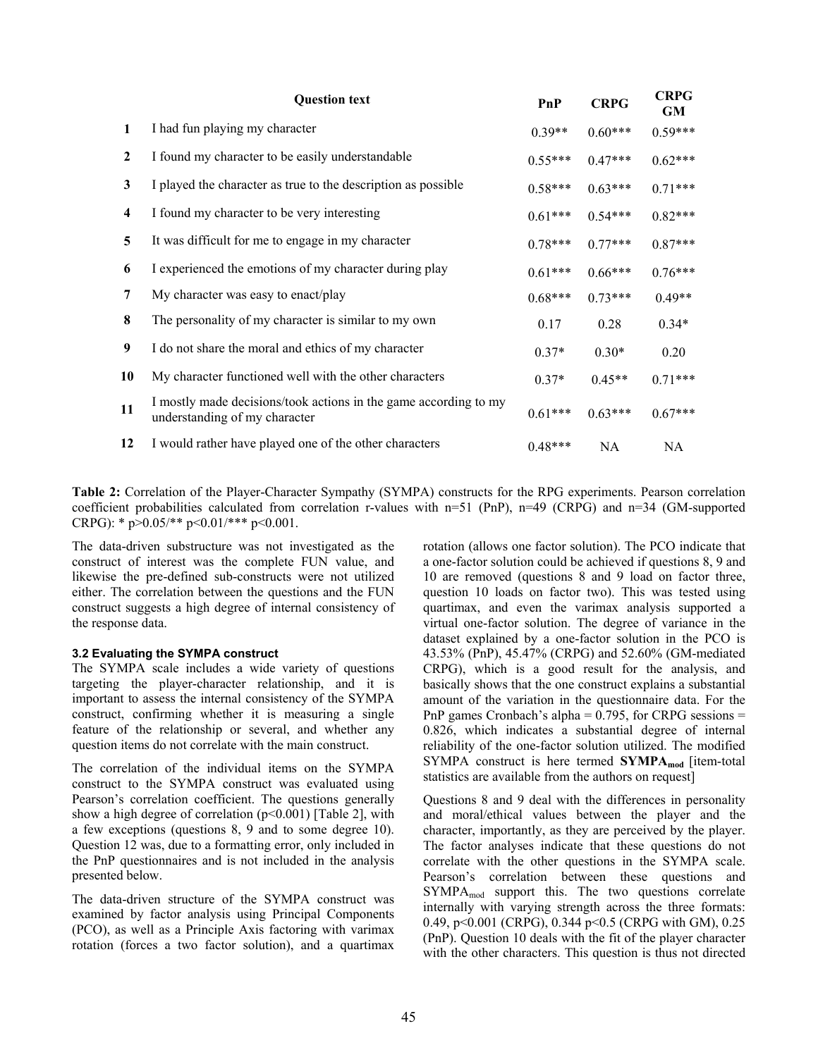| | Question text | PnP | CRPG | CRPG GM |
|---|---|---|---|---|
| 1 | I had fun playing my character | 0.39** | 0.60*** | 0.59*** |
| 2 | I found my character to be easily understandable | 0.55*** | 0.47*** | 0.62*** |
| 3 | I played the character as true to the description as possible | 0.58*** | 0.63*** | 0.71*** |
| 4 | I found my character to be very interesting | 0.61*** | 0.54*** | 0.82*** |
| 5 | It was difficult for me to engage in my character | 0.78*** | 0.77*** | 0.87*** |
| 6 | I experienced the emotions of my character during play | 0.61*** | 0.66*** | 0.76*** |
| 7 | My character was easy to enact/play | 0.68*** | 0.73*** | 0.49** |
| 8 | The personality of my character is similar to my own | 0.17 | 0.28 | 0.34* |
| 9 | I do not share the moral and ethics of my character | 0.37* | 0.30* | 0.20 |
| 10 | My character functioned well with the other characters | 0.37* | 0.45** | 0.71*** |
| 11 | I mostly made decisions/took actions in the game according to my understanding of my character | 0.61*** | 0.63*** | 0.67*** |
| 12 | I would rather have played one of the other characters | 0.48*** | NA | NA |

**Table 2:** Correlation of the Player-Character Sympathy (SYMPA) constructs for the RPG experiments. Pearson correlation coefficient probabilities calculated from correlation r-values with n=51 (PnP), n=49 (CRPG) and n=34 (GM-supported CRPG): * $p>0.05$/** $p<0.01$/*** $p<0.001$.

The data-driven substructure was not investigated as the construct of interest was the complete FUN value, and likewise the pre-defined sub-constructs were not utilized either. The correlation between the questions and the FUN construct suggests a high degree of internal consistency of the response data.

### 3.2 Evaluating the SYMPA construct

The SYMPA scale includes a wide variety of questions targeting the player-character relationship, and it is important to assess the internal consistency of the SYMPA construct, confirming whether it is measuring a single feature of the relationship or several, and whether any question items do not correlate with the main construct.

The correlation of the individual items on the SYMPA construct to the SYMPA construct was evaluated using Pearson's correlation coefficient. The questions generally show a high degree of correlation ($p<0.001$) [Table 2], with a few exceptions (questions 8, 9 and to some degree 10). Question 12 was, due to a formatting error, only included in the PnP questionnaires and is not included in the analysis presented below.

The data-driven structure of the SYMPA construct was examined by factor analysis using Principal Components (PCO), as well as a Principle Axis factoring with varimax rotation (forces a two factor solution), and a quartimax rotation (allows one factor solution). The PCO indicate that a one-factor solution could be achieved if questions 8, 9 and 10 are removed (questions 8 and 9 load on factor three, question 10 loads on factor two). This was tested using quartimax, and even the varimax analysis supported a virtual one-factor solution. The degree of variance in the dataset explained by a one-factor solution in the PCO is 43.53% (PnP), 45.47% (CRPG) and 52.60% (GM-mediated CRPG), which is a good result for the analysis, and basically shows that the one construct explains a substantial amount of the variation in the questionnaire data. For the PnP games Cronbach's alpha = 0.795, for CRPG sessions = 0.826, which indicates a substantial degree of internal reliability of the one-factor solution utilized. The modified SYMPA construct is here termed **SYMPA$_{mod}$** [item-total statistics are available from the authors on request]

Questions 8 and 9 deal with the differences in personality and moral/ethical values between the player and the character, importantly, as they are perceived by the player. The factor analyses indicate that these questions do not correlate with the other questions in the SYMPA scale. Pearson's correlation between these questions and SYMPA$_{mod}$ support this. The two questions correlate internally with varying strength across the three formats: 0.49, $p<0.001$ (CRPG), 0.344 $p<0.5$ (CRPG with GM), 0.25 (PnP). Question 10 deals with the fit of the player character with the other characters. This question is thus not directed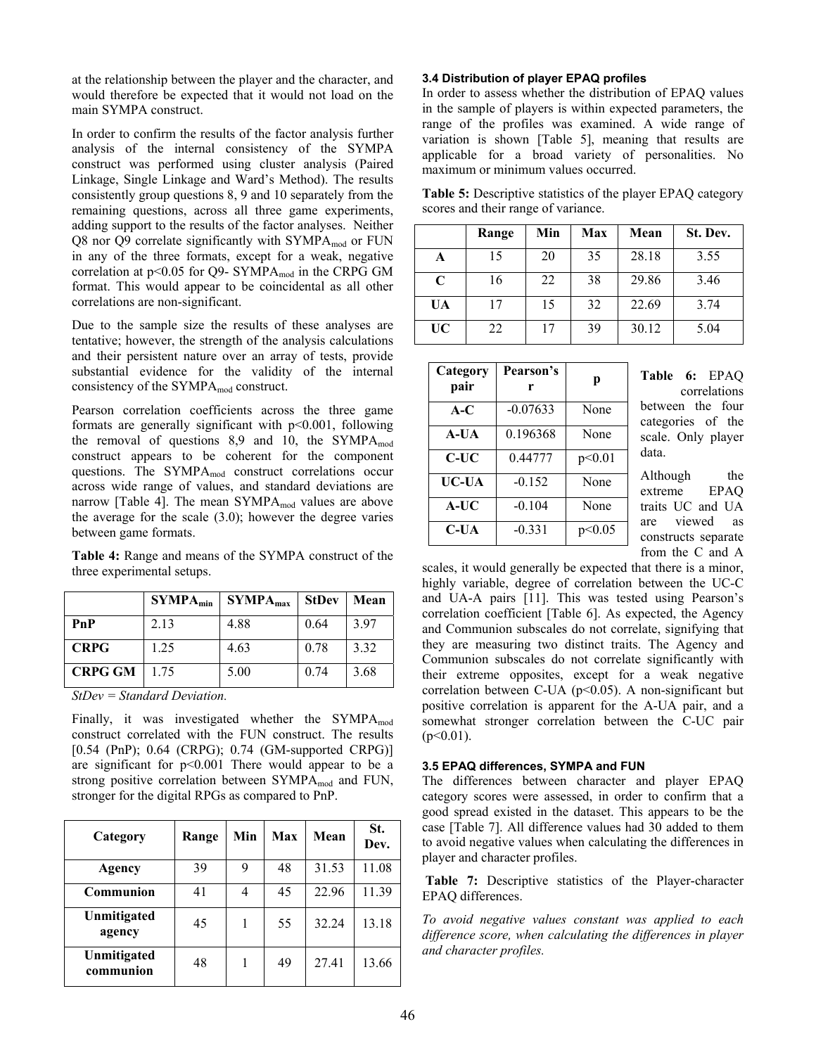at the relationship between the player and the character, and would therefore be expected that it would not load on the main SYMPA construct.

In order to confirm the results of the factor analysis further analysis of the internal consistency of the SYMPA construct was performed using cluster analysis (Paired Linkage, Single Linkage and Ward's Method). The results consistently group questions 8, 9 and 10 separately from the remaining questions, across all three game experiments, adding support to the results of the factor analyses. Neither Q8 nor Q9 correlate significantly with $SYMPA_{mod}$ or FUN in any of the three formats, except for a weak, negative correlation at $p<0.05$ for Q9- $SYMPA_{mod}$ in the CRPG GM format. This would appear to be coincidental as all other correlations are non-significant.

Due to the sample size the results of these analyses are tentative; however, the strength of the analysis calculations and their persistent nature over an array of tests, provide substantial evidence for the validity of the internal consistency of the $SYMPA_{mod}$ construct.

Pearson correlation coefficients across the three game formats are generally significant with $p<0.001$, following the removal of questions 8,9 and 10, the $SYMPA_{mod}$ construct appears to be coherent for the component questions. The $SYMPA_{mod}$ construct correlations occur across wide range of values, and standard deviations are narrow [Table 4]. The mean $SYMPA_{mod}$ values are above the average for the scale (3.0); however the degree varies between game formats.

**Table 4:** Range and means of the SYMPA construct of the three experimental setups.

| | $SYMPA_{min}$ | $SYMPA_{max}$ | StDev | Mean |
|---|---|---|---|---|
| **PnP** | 2.13 | 4.88 | 0.64 | 3.97 |
| **CRPG** | 1.25 | 4.63 | 0.78 | 3.32 |
| **CRPG GM** | 1.75 | 5.00 | 0.74 | 3.68 |

*StDev = Standard Deviation.*

Finally, it was investigated whether the $SYMPA_{mod}$ construct correlated with the FUN construct. The results [0.54 (PnP); 0.64 (CRPG); 0.74 (GM-supported CRPG)] are significant for $p<0.001$ There would appear to be a strong positive correlation between $SYMPA_{mod}$ and FUN, stronger for the digital RPGs as compared to PnP.

| Category | Range | Min | Max | Mean | St. Dev. |
|---|---|---|---|---|---|
| **Agency** | 39 | 9 | 48 | 31.53 | 11.08 |
| **Communion** | 41 | 4 | 45 | 22.96 | 11.39 |
| **Unmitigated agency** | 45 | 1 | 55 | 32.24 | 13.18 |
| **Unmitigated communion** | 48 | 1 | 49 | 27.41 | 13.66 |

### 3.4 Distribution of player EPAQ profiles

In order to assess whether the distribution of EPAQ values in the sample of players is within expected parameters, the range of the profiles was examined. A wide range of variation is shown [Table 5], meaning that results are applicable for a broad variety of personalities. No maximum or minimum values occurred.

**Table 5:** Descriptive statistics of the player EPAQ category scores and their range of variance.

| | Range | Min | Max | Mean | St. Dev. |
|---|---|---|---|---|---|
| **A** | 15 | 20 | 35 | 28.18 | 3.55 |
| **C** | 16 | 22 | 38 | 29.86 | 3.46 |
| **UA** | 17 | 15 | 32 | 22.69 | 3.74 |
| **UC** | 22 | 17 | 39 | 30.12 | 5.04 |

| Category pair | Pearson's r | p |
|---|---|---|
| **A-C** | -0.07633 | None |
| **A-UA** | 0.196368 | None |
| **C-UC** | 0.44777 | p<0.01 |
| **UC-UA** | -0.152 | None |
| **A-UC** | -0.104 | None |
| **C-UA** | -0.331 | p<0.05 |

**Table 6:** EPAQ correlations between the four categories of the scale. Only player data.

Although the extreme EPAQ traits UC and UA are viewed as constructs separate from the C and A scales, it would generally be expected that there is a minor, highly variable, degree of correlation between the UC-C and UA-A pairs [11]. This was tested using Pearson's correlation coefficient [Table 6]. As expected, the Agency and Communion subscales do not correlate, signifying that they are measuring two distinct traits. The Agency and Communion subscales do not correlate significantly with their extreme opposites, except for a weak negative correlation between C-UA ($p<0.05$). A non-significant but positive correlation is apparent for the A-UA pair, and a somewhat stronger correlation between the C-UC pair ($p<0.01$).

### 3.5 EPAQ differences, SYMPA and FUN

The differences between character and player EPAQ category scores were assessed, in order to confirm that a good spread existed in the dataset. This appears to be the case [Table 7]. All difference values had 30 added to them to avoid negative values when calculating the differences in player and character profiles.

**Table 7:** Descriptive statistics of the Player-character EPAQ differences.

*To avoid negative values constant was applied to each difference score, when calculating the differences in player and character profiles.*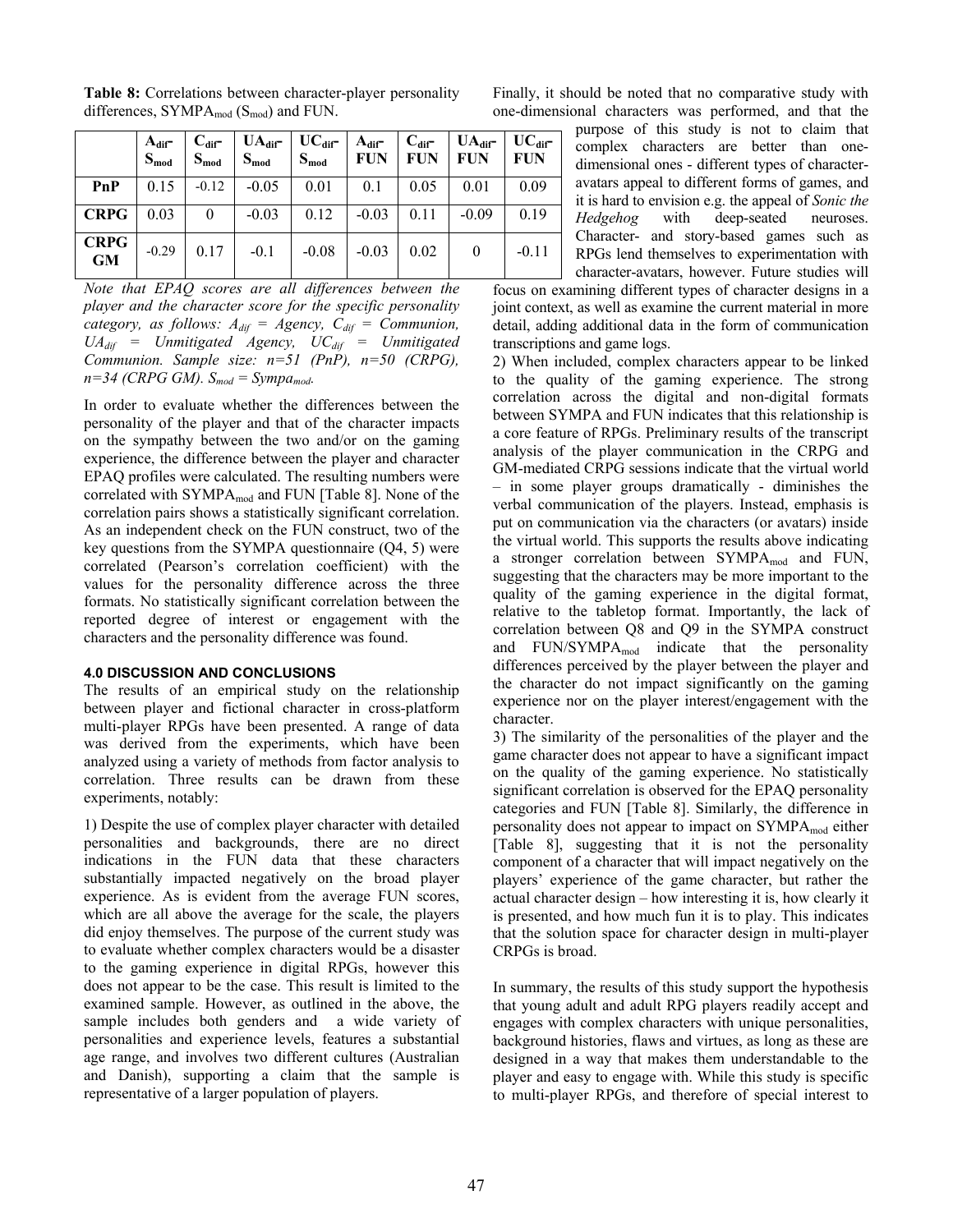**Table 8:** Correlations between character-player personality differences, $SYMPA_{mod}$ ($S_{mod}$) and FUN.

| | $A_{dif}$-$S_{mod}$ | $C_{dif}$-$S_{mod}$ | $UA_{dif}$-$S_{mod}$ | $UC_{dif}$-$S_{mod}$ | $A_{dif}$-FUN | $C_{dif}$-FUN | $UA_{dif}$-FUN | $UC_{dif}$-FUN |
|---|---|---|---|---|---|---|---|---|
| **PnP** | 0.15 | -0.12 | -0.05 | 0.01 | 0.1 | 0.05 | 0.01 | 0.09 |
| **CRPG** | 0.03 | 0 | -0.03 | 0.12 | -0.03 | 0.11 | -0.09 | 0.19 |
| **CRPG GM** | -0.29 | 0.17 | -0.1 | -0.08 | -0.03 | 0.02 | 0 | -0.11 |

*Note that EPAQ scores are all differences between the player and the character score for the specific personality category, as follows: $A_{dif}$ = Agency, $C_{dif}$ = Communion, $UA_{dif}$ = Unmitigated Agency, $UC_{dif}$ = Unmitigated Communion. Sample size: n=51 (PnP), n=50 (CRPG), n=34 (CRPG GM). $S_{mod}$ = $Sympa_{mod}$.*

In order to evaluate whether the differences between the personality of the player and that of the character impacts on the sympathy between the two and/or on the gaming experience, the difference between the player and character EPAQ profiles were calculated. The resulting numbers were correlated with $SYMPA_{mod}$ and FUN [Table 8]. None of the correlation pairs shows a statistically significant correlation. As an independent check on the FUN construct, two of the key questions from the SYMPA questionnaire (Q4, 5) were correlated (Pearson's correlation coefficient) with the values for the personality difference across the three formats. No statistically significant correlation between the reported degree of interest or engagement with the characters and the personality difference was found.

#### 4.0 DISCUSSION AND CONCLUSIONS

The results of an empirical study on the relationship between player and fictional character in cross-platform multi-player RPGs have been presented. A range of data was derived from the experiments, which have been analyzed using a variety of methods from factor analysis to correlation. Three results can be drawn from these experiments, notably:

1) Despite the use of complex player character with detailed personalities and backgrounds, there are no direct indications in the FUN data that these characters substantially impacted negatively on the broad player experience. As is evident from the average FUN scores, which are all above the average for the scale, the players did enjoy themselves. The purpose of the current study was to evaluate whether complex characters would be a disaster to the gaming experience in digital RPGs, however this does not appear to be the case. This result is limited to the examined sample. However, as outlined in the above, the sample includes both genders and a wide variety of personalities and experience levels, features a substantial age range, and involves two different cultures (Australian and Danish), supporting a claim that the sample is representative of a larger population of players.

Finally, it should be noted that no comparative study with one-dimensional characters was performed, and that the purpose of this study is not to claim that complex characters are better than one-dimensional ones - different types of character-avatars appeal to different forms of games, and it is hard to envision e.g. the appeal of *Sonic the Hedgehog* with deep-seated neuroses. Character- and story-based games such as RPGs lend themselves to experimentation with character-avatars, however. Future studies will focus on examining different types of character designs in a joint context, as well as examine the current material in more detail, adding additional data in the form of communication transcriptions and game logs.

2) When included, complex characters appear to be linked to the quality of the gaming experience. The strong correlation across the digital and non-digital formats between SYMPA and FUN indicates that this relationship is a core feature of RPGs. Preliminary results of the transcript analysis of the player communication in the CRPG and GM-mediated CRPG sessions indicate that the virtual world – in some player groups dramatically - diminishes the verbal communication of the players. Instead, emphasis is put on communication via the characters (or avatars) inside the virtual world. This supports the results above indicating a stronger correlation between $SYMPA_{mod}$ and FUN, suggesting that the characters may be more important to the quality of the gaming experience in the digital format, relative to the tabletop format. Importantly, the lack of correlation between Q8 and Q9 in the SYMPA construct and FUN/$SYMPA_{mod}$ indicate that the personality differences perceived by the player between the player and the character do not impact significantly on the gaming experience nor on the player interest/engagement with the character.

3) The similarity of the personalities of the player and the game character does not appear to have a significant impact on the quality of the gaming experience. No statistically significant correlation is observed for the EPAQ personality categories and FUN [Table 8]. Similarly, the difference in personality does not appear to impact on $SYMPA_{mod}$ either [Table 8], suggesting that it is not the personality component of a character that will impact negatively on the players' experience of the game character, but rather the actual character design – how interesting it is, how clearly it is presented, and how much fun it is to play. This indicates that the solution space for character design in multi-player CRPGs is broad.

In summary, the results of this study support the hypothesis that young adult and adult RPG players readily accept and engages with complex characters with unique personalities, background histories, flaws and virtues, as long as these are designed in a way that makes them understandable to the player and easy to engage with. While this study is specific to multi-player RPGs, and therefore of special interest to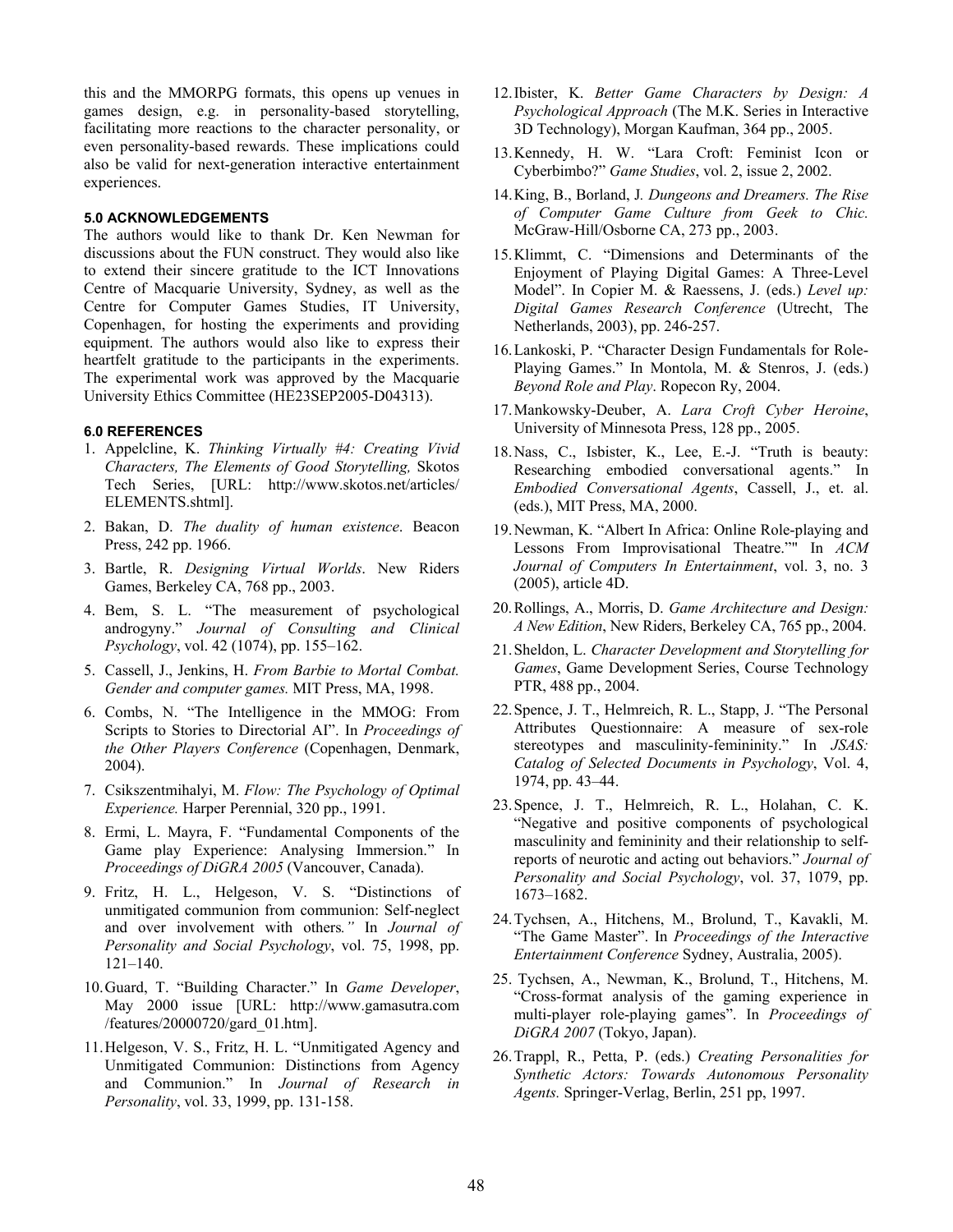this and the MMORPG formats, this opens up venues in games design, e.g. in personality-based storytelling, facilitating more reactions to the character personality, or even personality-based rewards. These implications could also be valid for next-generation interactive entertainment experiences.

### 5.0 ACKNOWLEDGEMENTS

The authors would like to thank Dr. Ken Newman for discussions about the FUN construct. They would also like to extend their sincere gratitude to the ICT Innovations Centre of Macquarie University, Sydney, as well as the Centre for Computer Games Studies, IT University, Copenhagen, for hosting the experiments and providing equipment. The authors would also like to express their heartfelt gratitude to the participants in the experiments. The experimental work was approved by the Macquarie University Ethics Committee (HE23SEP2005-D04313).

### 6.0 REFERENCES

1. Appelcline, K. *Thinking Virtually #4: Creating Vivid Characters, The Elements of Good Storytelling,* Skotos Tech Series, [URL: http://www.skotos.net/articles/ELEMENTS.shtml].
2. Bakan, D. *The duality of human existence*. Beacon Press, 242 pp. 1966.
3. Bartle, R. *Designing Virtual Worlds*. New Riders Games, Berkeley CA, 768 pp., 2003.
4. Bem, S. L. "The measurement of psychological androgyny." *Journal of Consulting and Clinical Psychology*, vol. 42 (1074), pp. 155–162.
5. Cassell, J., Jenkins, H. *From Barbie to Mortal Combat. Gender and computer games.* MIT Press, MA, 1998.
6. Combs, N. "The Intelligence in the MMOG: From Scripts to Stories to Directorial AI". In *Proceedings of the Other Players Conference* (Copenhagen, Denmark, 2004).
7. Csikszentmihalyi, M. *Flow: The Psychology of Optimal Experience.* Harper Perennial, 320 pp., 1991.
8. Ermi, L. Mayra, F. "Fundamental Components of the Game play Experience: Analysing Immersion." In *Proceedings of DiGRA 2005* (Vancouver, Canada).
9. Fritz, H. L., Helgeson, V. S. "Distinctions of unmitigated communion from communion: Self-neglect and over involvement with others*."* In *Journal of Personality and Social Psychology*, vol. 75, 1998, pp. 121–140.
10. Guard, T. "Building Character." In *Game Developer*, May 2000 issue [URL: http://www.gamasutra.com/features/20000720/gard_01.htm].
11. Helgeson, V. S., Fritz, H. L. "Unmitigated Agency and Unmitigated Communion: Distinctions from Agency and Communion." In *Journal of Research in Personality*, vol. 33, 1999, pp. 131-158.
12. Ibister, K. *Better Game Characters by Design: A Psychological Approach* (The M.K. Series in Interactive 3D Technology), Morgan Kaufman, 364 pp., 2005.
13. Kennedy, H. W. "Lara Croft: Feminist Icon or Cyberbimbo?" *Game Studies*, vol. 2, issue 2, 2002.
14. King, B., Borland, J*. Dungeons and Dreamers. The Rise of Computer Game Culture from Geek to Chic.* McGraw-Hill/Osborne CA, 273 pp., 2003.
15. Klimmt, C. "Dimensions and Determinants of the Enjoyment of Playing Digital Games: A Three-Level Model". In Copier M. & Raessens, J. (eds.) *Level up: Digital Games Research Conference* (Utrecht, The Netherlands, 2003), pp. 246-257.
16. Lankoski, P. "Character Design Fundamentals for Role-Playing Games." In Montola, M. & Stenros, J. (eds.) *Beyond Role and Play*. Ropecon Ry, 2004.
17. Mankowsky-Deuber, A. *Lara Croft Cyber Heroine*, University of Minnesota Press, 128 pp., 2005.
18. Nass, C., Isbister, K., Lee, E.-J. "Truth is beauty: Researching embodied conversational agents." In *Embodied Conversational Agents*, Cassell, J., et. al. (eds.), MIT Press, MA, 2000.
19. Newman, K. "Albert In Africa: Online Role-playing and Lessons From Improvisational Theatre."" In *ACM Journal of Computers In Entertainment*, vol. 3, no. 3 (2005), article 4D.
20. Rollings, A., Morris, D. *Game Architecture and Design: A New Edition*, New Riders, Berkeley CA, 765 pp., 2004.
21. Sheldon, L. *Character Development and Storytelling for Games*, Game Development Series, Course Technology PTR, 488 pp., 2004.
22. Spence, J. T., Helmreich, R. L., Stapp, J. "The Personal Attributes Questionnaire: A measure of sex-role stereotypes and masculinity-femininity." In *JSAS: Catalog of Selected Documents in Psychology*, Vol. 4, 1974, pp. 43–44.
23. Spence, J. T., Helmreich, R. L., Holahan, C. K. "Negative and positive components of psychological masculinity and femininity and their relationship to self-reports of neurotic and acting out behaviors." *Journal of Personality and Social Psychology*, vol. 37, 1079, pp. 1673–1682.
24. Tychsen, A., Hitchens, M., Brolund, T., Kavakli, M. "The Game Master". In *Proceedings of the Interactive Entertainment Conference* Sydney, Australia, 2005).
25. Tychsen, A., Newman, K., Brolund, T., Hitchens, M. "Cross-format analysis of the gaming experience in multi-player role-playing games". In *Proceedings of DiGRA 2007* (Tokyo, Japan).
26. Trappl, R., Petta, P. (eds.) *Creating Personalities for Synthetic Actors: Towards Autonomous Personality Agents.* Springer-Verlag, Berlin, 251 pp, 1997.